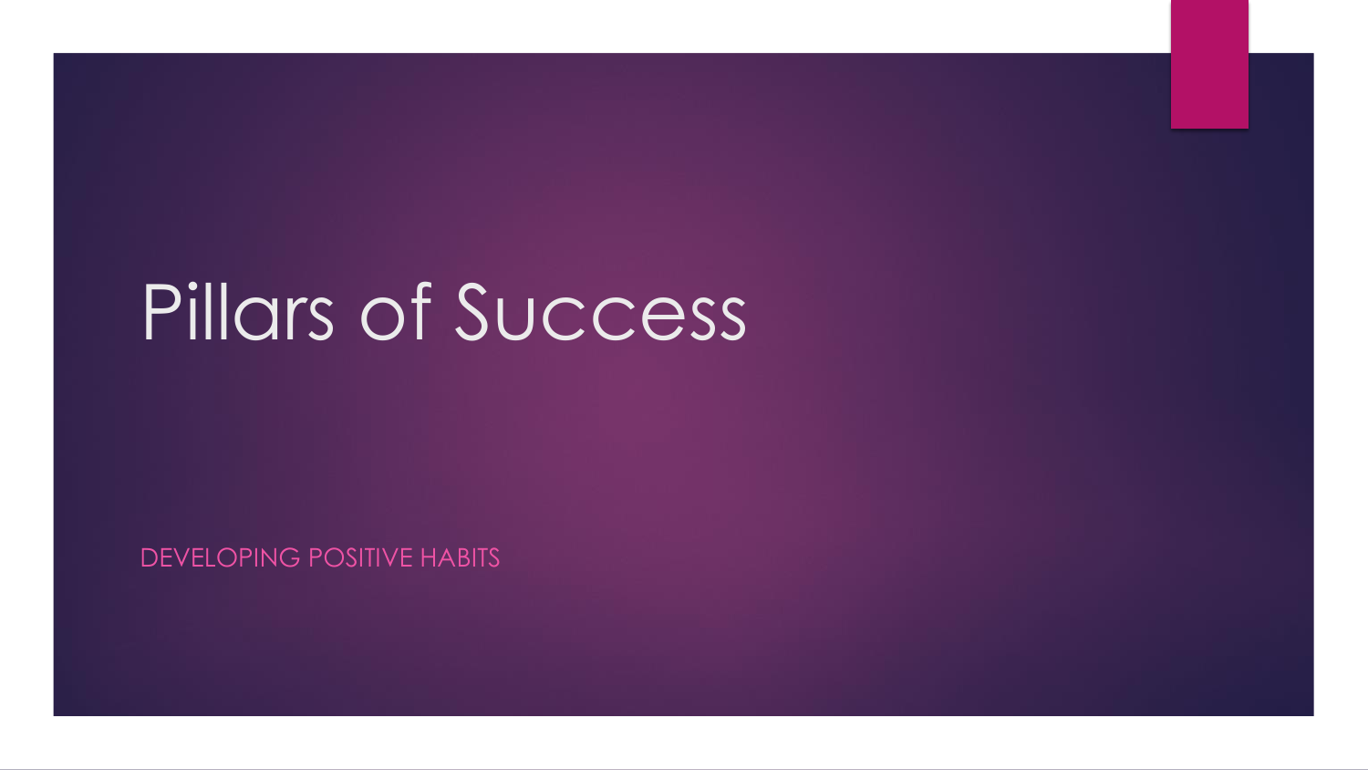# Pillars of Success

DEVELOPING POSITIVE HABITS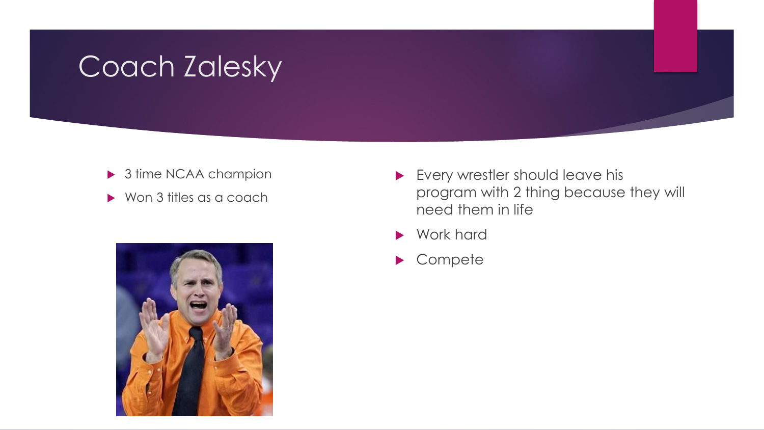# Coach Zalesky

- 3 time NCAA champion
- Won 3 titles as a coach

- Every wrestler should leave his program with 2 thing because they will need them in life
- Work hard
- Compete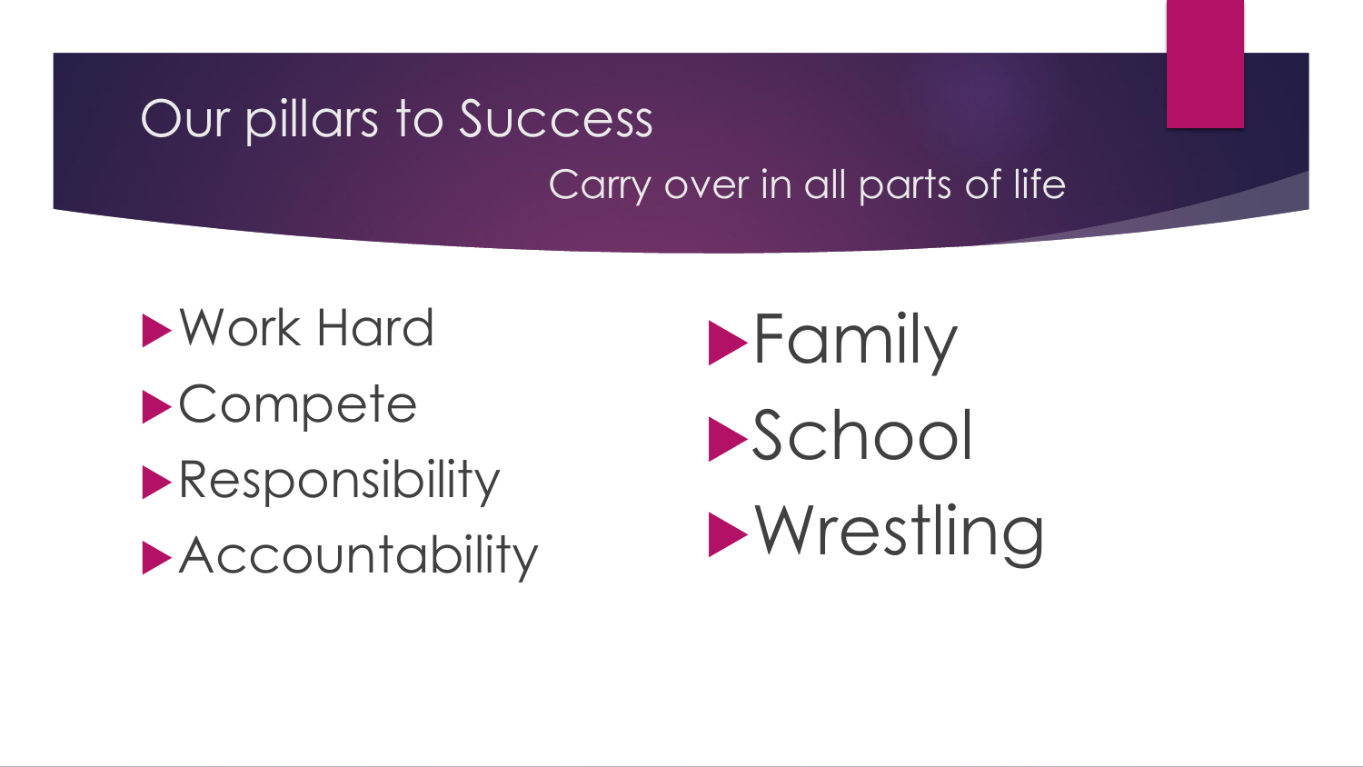# Our pillars to Success

Carry over in all parts of life

- Work Hard
- Compete
- Responsibility
- Accountability

- Family
- School
- Wrestling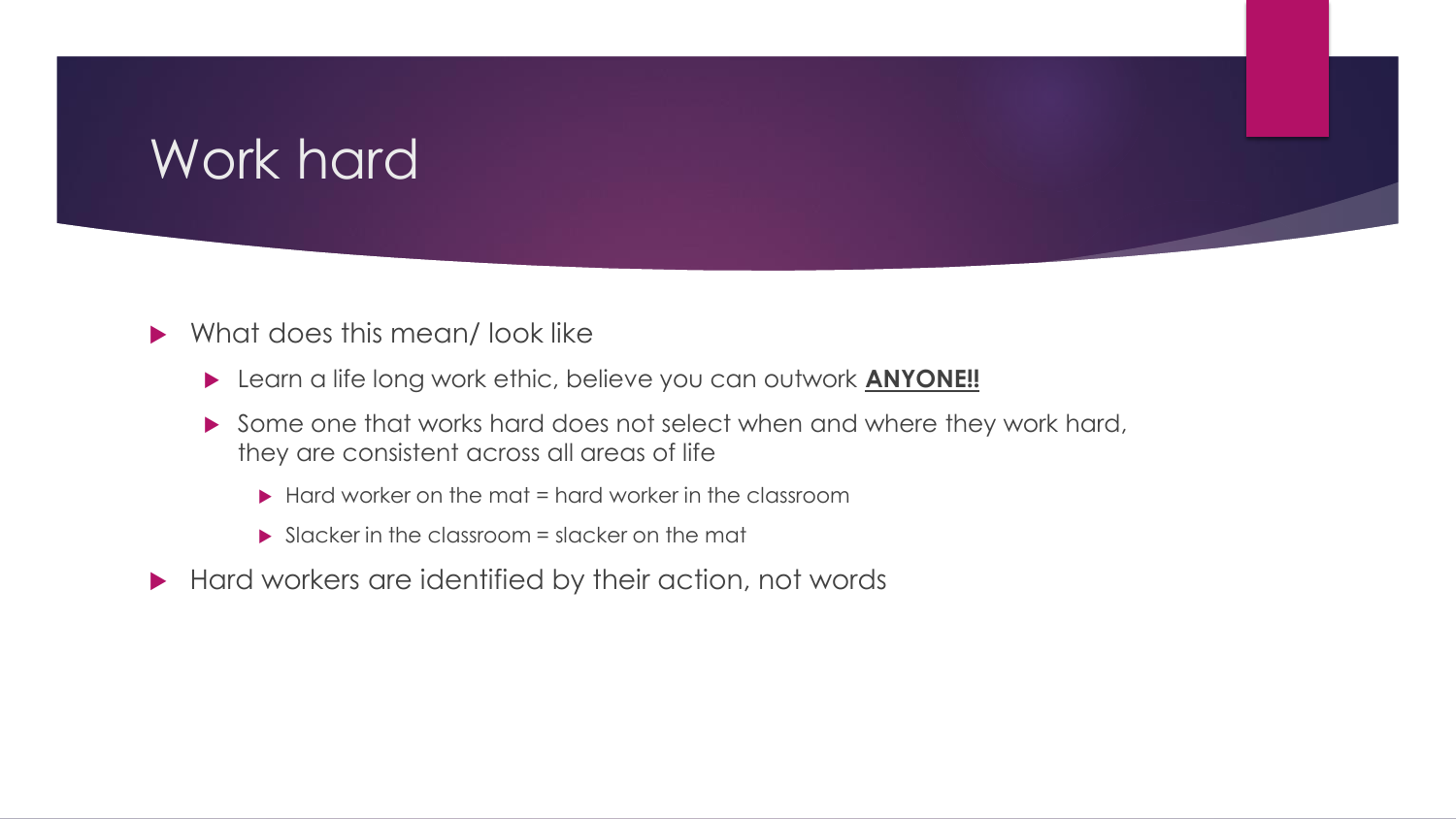# Work hard

- What does this mean/ look like
  - Learn a life long work ethic, believe you can outwork **ANYONE!!**
  - Some one that works hard does not select when and where they work hard, they are consistent across all areas of life
    - Hard worker on the mat = hard worker in the classroom
    - Slacker in the classroom = slacker on the mat
- Hard workers are identified by their action, not words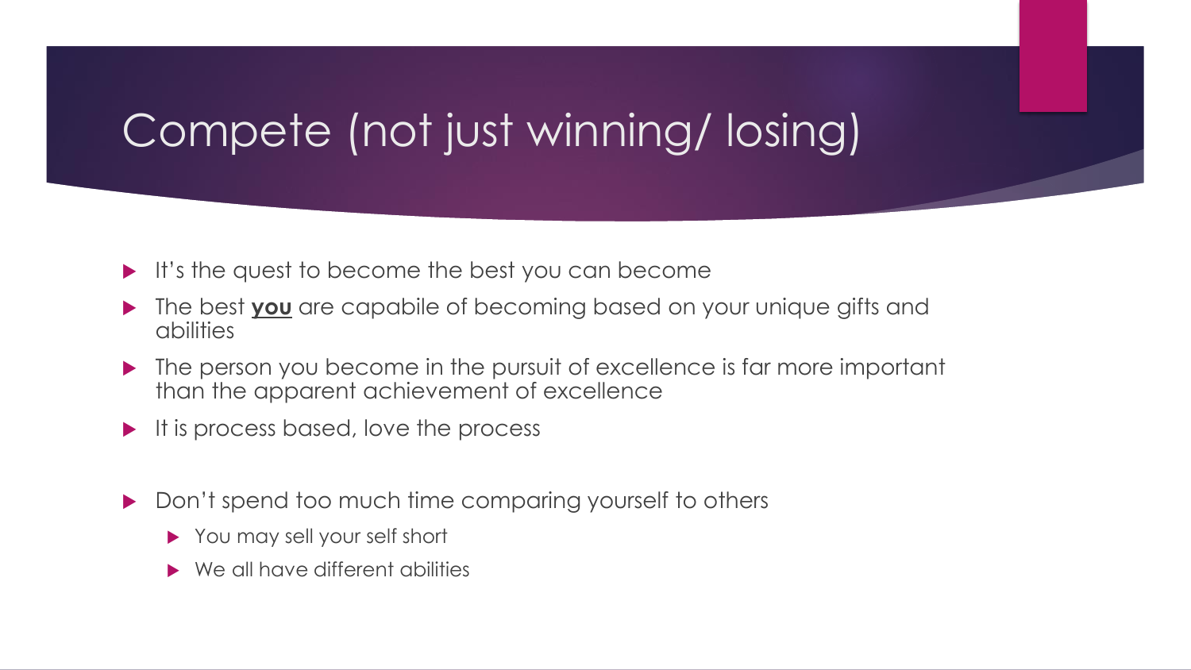# Compete (not just winning/ losing)

- It's the quest to become the best you can become
- The best **<u>you</u>** are capabile of becoming based on your unique gifts and abilities
- The person you become in the pursuit of excellence is far more important than the apparent achievement of excellence
- It is process based, love the process

- Don't spend too much time comparing yourself to others
  - You may sell your self short
  - We all have different abilities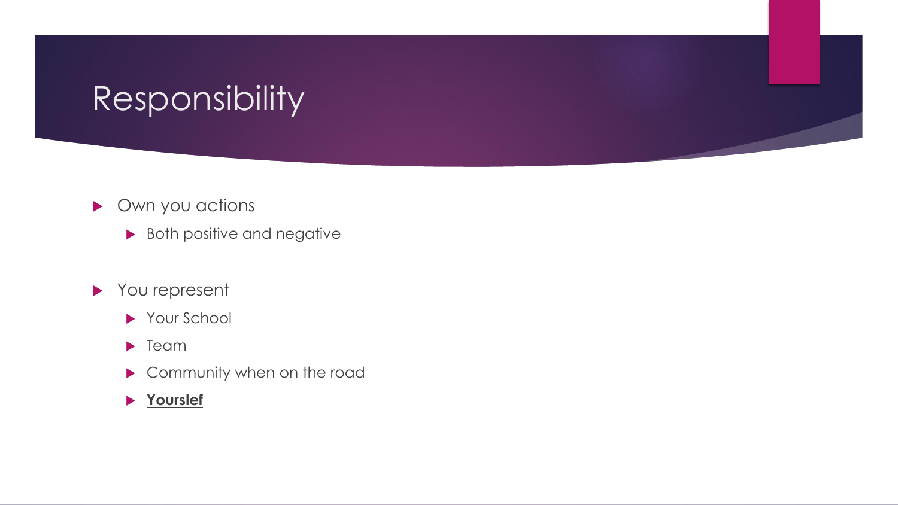# Responsibility

- Own you actions
  - Both positive and negative
- You represent
  - Your School
  - Team
  - Community when on the road
  - **Yourslef**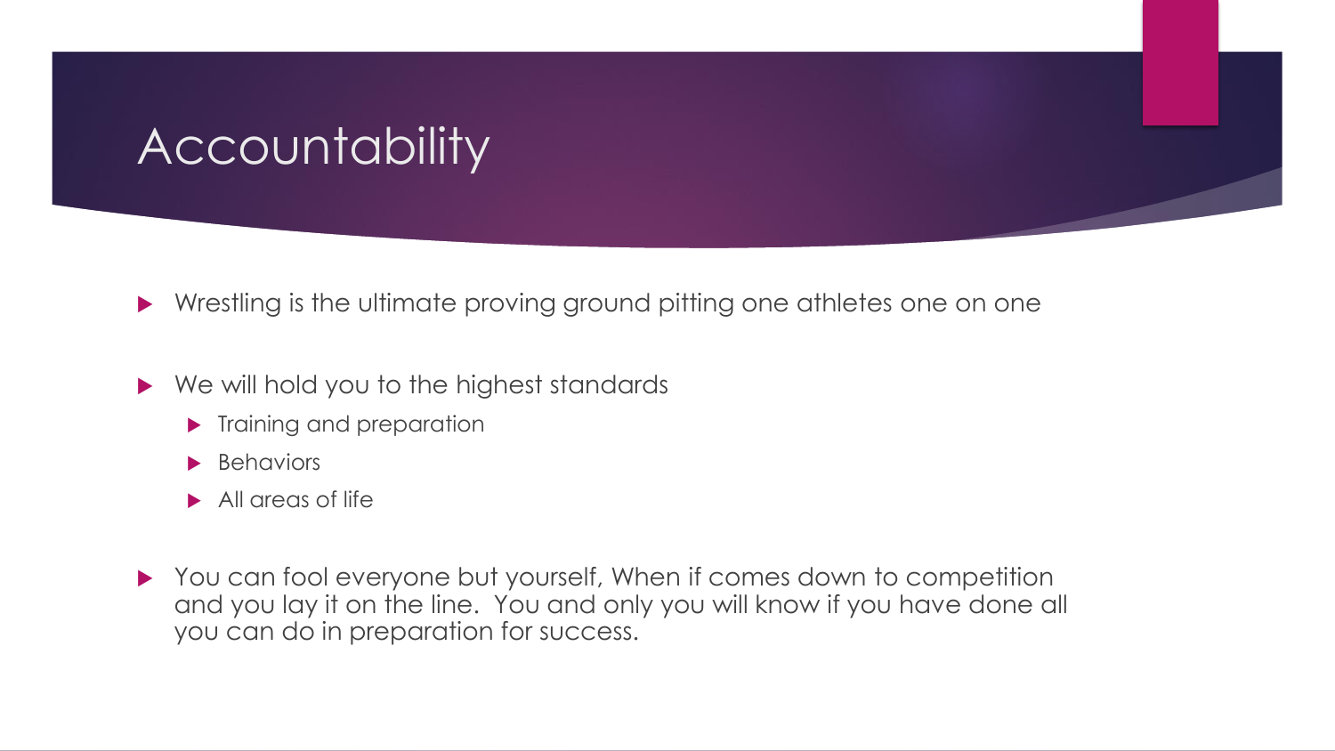# Accountability

- Wrestling is the ultimate proving ground pitting one athletes one on one
- We will hold you to the highest standards
  - Training and preparation
  - Behaviors
  - All areas of life
- You can fool everyone but yourself, When if comes down to competition and you lay it on the line. You and only you will know if you have done all you can do in preparation for success.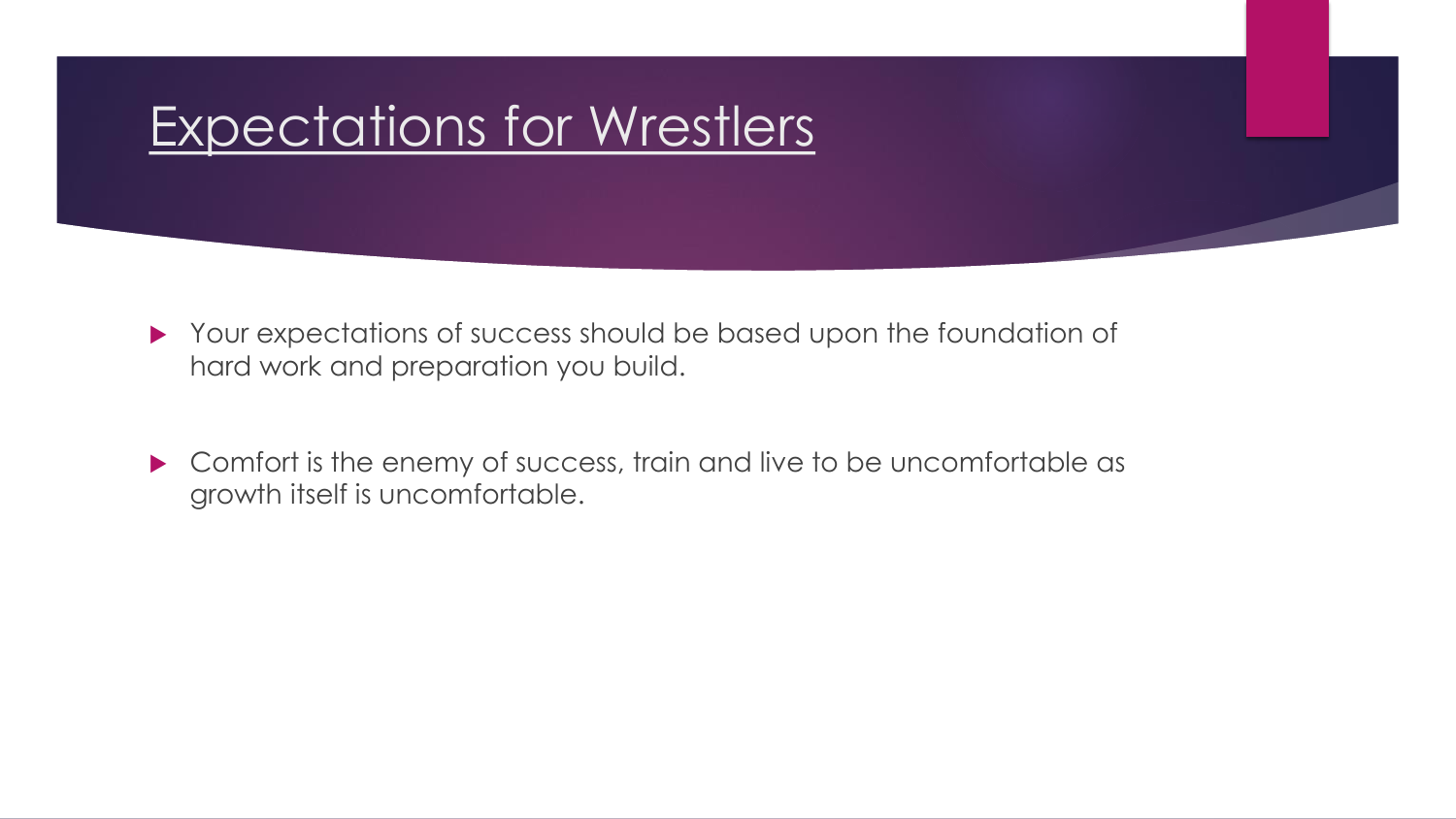# Expectations for Wrestlers

- Your expectations of success should be based upon the foundation of hard work and preparation you build.
- Comfort is the enemy of success, train and live to be uncomfortable as growth itself is uncomfortable.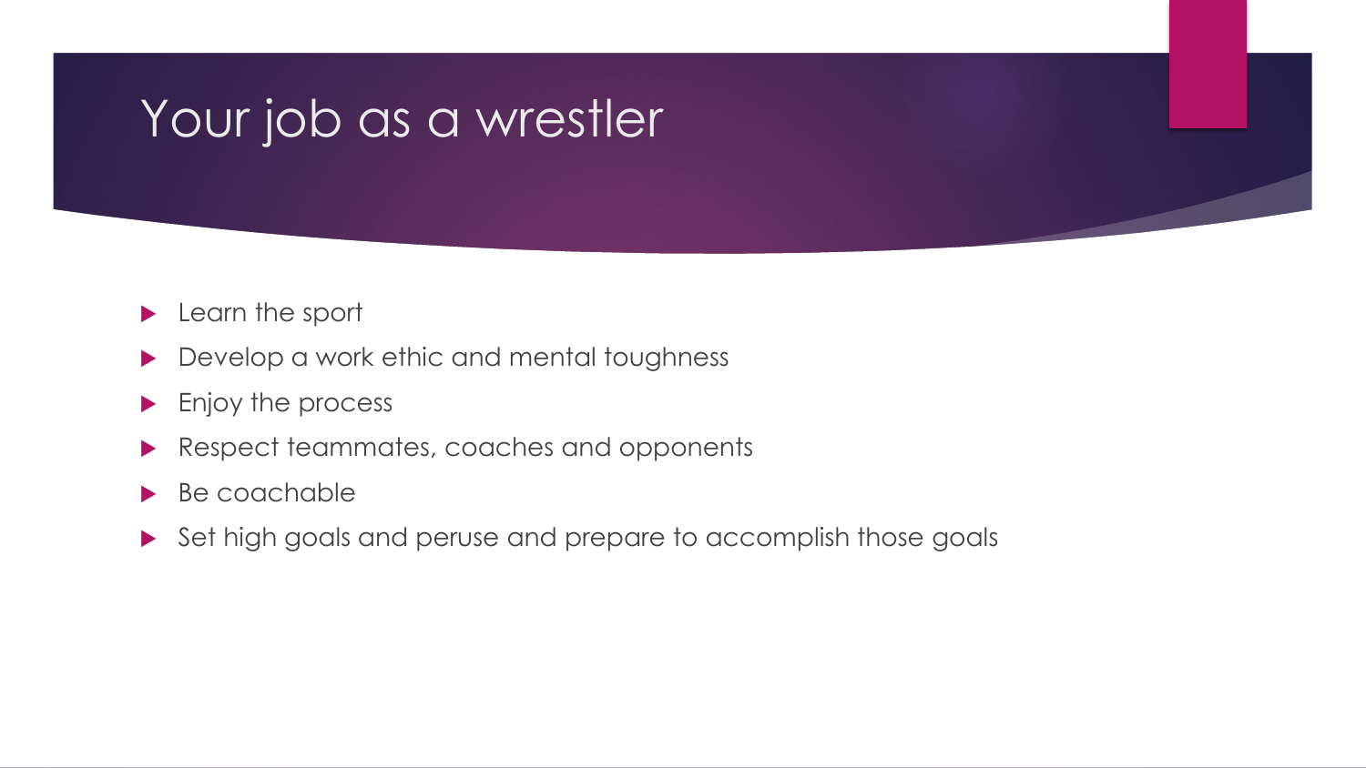# Your job as a wrestler

- Learn the sport
- Develop a work ethic and mental toughness
- Enjoy the process
- Respect teammates, coaches and opponents
- Be coachable
- Set high goals and peruse and prepare to accomplish those goals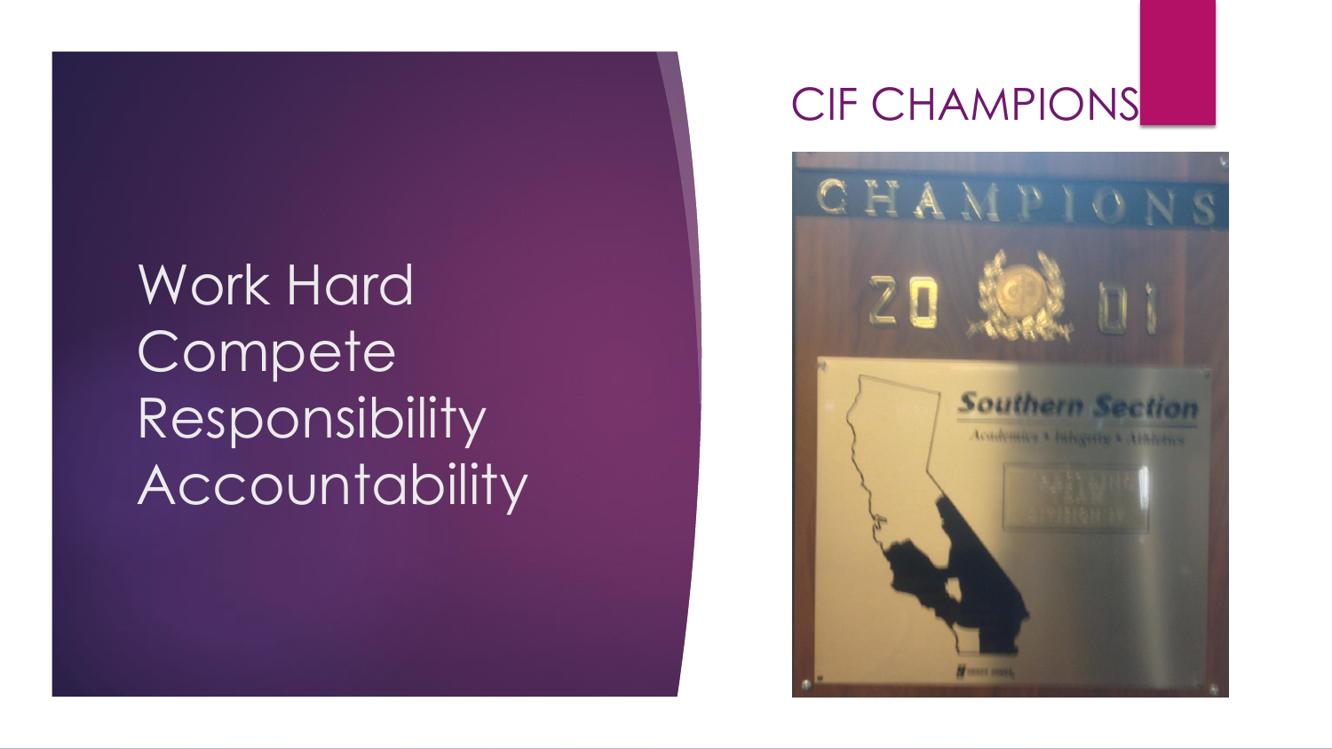# CIF CHAMPIONS

Work Hard
Compete
Responsibility
Accountability